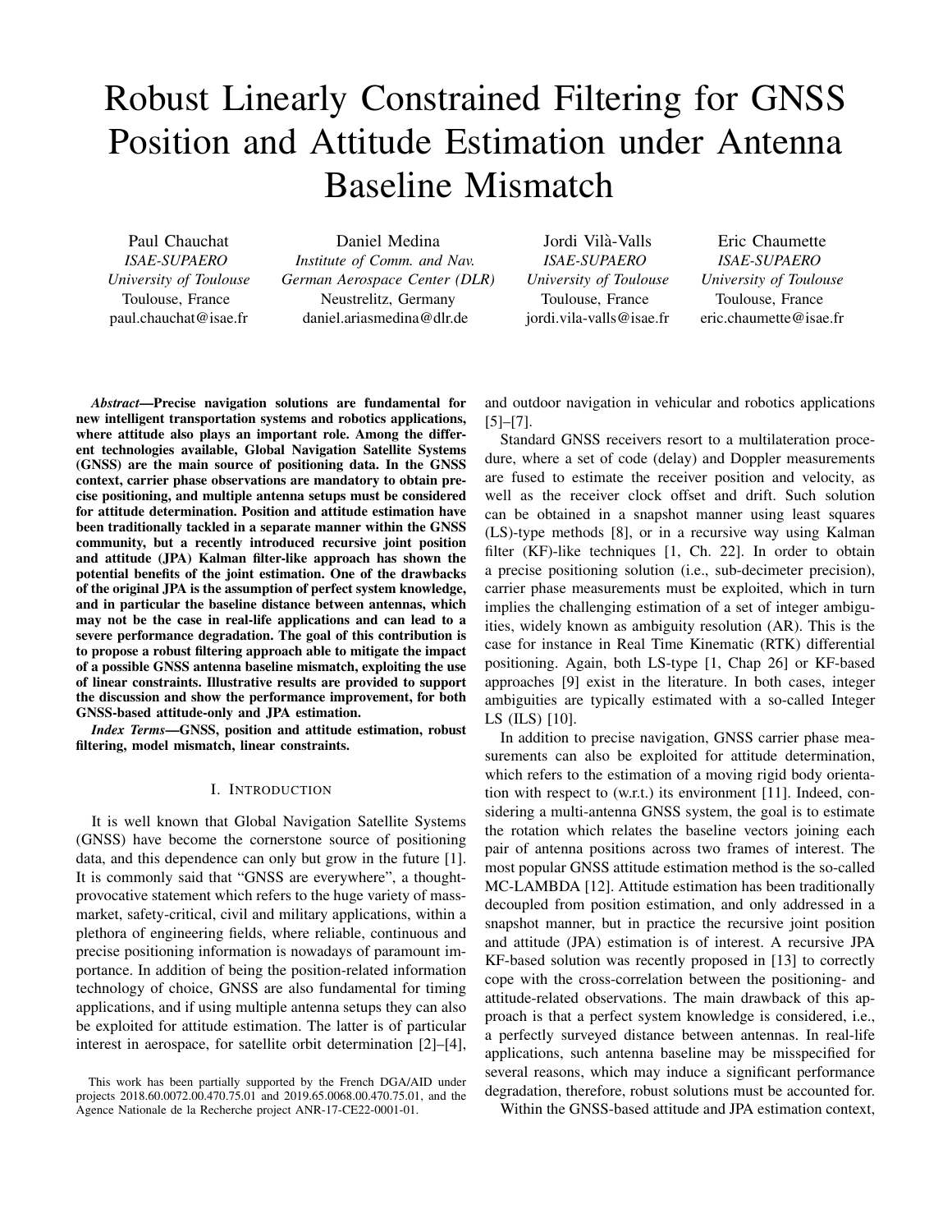# Robust Linearly Constrained Filtering for GNSS Position and Attitude Estimation under Antenna Baseline Mismatch

Paul Chauchat
*ISAE-SUPAERO*
*University of Toulouse*
Toulouse, France
paul.chauchat@isae.fr

Daniel Medina
*Institute of Comm. and Nav.*
*German Aerospace Center (DLR)*
Neustrelitz, Germany
daniel.ariasmedina@dlr.de

Jordi Vilà-Valls
*ISAE-SUPAERO*
*University of Toulouse*
Toulouse, France
jordi.vila-valls@isae.fr

Eric Chaumette
*ISAE-SUPAERO*
*University of Toulouse*
Toulouse, France
eric.chaumette@isae.fr

***Abstract*—Precise navigation solutions are fundamental for new intelligent transportation systems and robotics applications, where attitude also plays an important role. Among the different technologies available, Global Navigation Satellite Systems (GNSS) are the main source of positioning data. In the GNSS context, carrier phase observations are mandatory to obtain precise positioning, and multiple antenna setups must be considered for attitude determination. Position and attitude estimation have been traditionally tackled in a separate manner within the GNSS community, but a recently introduced recursive joint position and attitude (JPA) Kalman filter-like approach has shown the potential benefits of the joint estimation. One of the drawbacks of the original JPA is the assumption of perfect system knowledge, and in particular the baseline distance between antennas, which may not be the case in real-life applications and can lead to a severe performance degradation. The goal of this contribution is to propose a robust filtering approach able to mitigate the impact of a possible GNSS antenna baseline mismatch, exploiting the use of linear constraints. Illustrative results are provided to support the discussion and show the performance improvement, for both GNSS-based attitude-only and JPA estimation.**

***Index Terms*—GNSS, position and attitude estimation, robust filtering, model mismatch, linear constraints.**

## I. Introduction

It is well known that Global Navigation Satellite Systems (GNSS) have become the cornerstone source of positioning data, and this dependence can only but grow in the future [1]. It is commonly said that "GNSS are everywhere", a thought-provocative statement which refers to the huge variety of mass-market, safety-critical, civil and military applications, within a plethora of engineering fields, where reliable, continuous and precise positioning information is nowadays of paramount importance. In addition of being the position-related information technology of choice, GNSS are also fundamental for timing applications, and if using multiple antenna setups they can also be exploited for attitude estimation. The latter is of particular interest in aerospace, for satellite orbit determination [2]–[4], and outdoor navigation in vehicular and robotics applications [5]–[7].

Standard GNSS receivers resort to a multilateration procedure, where a set of code (delay) and Doppler measurements are fused to estimate the receiver position and velocity, as well as the receiver clock offset and drift. Such solution can be obtained in a snapshot manner using least squares (LS)-type methods [8], or in a recursive way using Kalman filter (KF)-like techniques [1, Ch. 22]. In order to obtain a precise positioning solution (i.e., sub-decimeter precision), carrier phase measurements must be exploited, which in turn implies the challenging estimation of a set of integer ambiguities, widely known as ambiguity resolution (AR). This is the case for instance in Real Time Kinematic (RTK) differential positioning. Again, both LS-type [1, Chap 26] or KF-based approaches [9] exist in the literature. In both cases, integer ambiguities are typically estimated with a so-called Integer LS (ILS) [10].

In addition to precise navigation, GNSS carrier phase measurements can also be exploited for attitude determination, which refers to the estimation of a moving rigid body orientation with respect to (w.r.t.) its environment [11]. Indeed, considering a multi-antenna GNSS system, the goal is to estimate the rotation which relates the baseline vectors joining each pair of antenna positions across two frames of interest. The most popular GNSS attitude estimation method is the so-called MC-LAMBDA [12]. Attitude estimation has been traditionally decoupled from position estimation, and only addressed in a snapshot manner, but in practice the recursive joint position and attitude (JPA) estimation is of interest. A recursive JPA KF-based solution was recently proposed in [13] to correctly cope with the cross-correlation between the positioning- and attitude-related observations. The main drawback of this approach is that a perfect system knowledge is considered, i.e., a perfectly surveyed distance between antennas. In real-life applications, such antenna baseline may be misspecified for several reasons, which may induce a significant performance degradation, therefore, robust solutions must be accounted for.

Within the GNSS-based attitude and JPA estimation context,

This work has been partially supported by the French DGA/AID under projects 2018.60.0072.00.470.75.01 and 2019.65.0068.00.470.75.01, and the Agence Nationale de la Recherche project ANR-17-CE22-0001-01.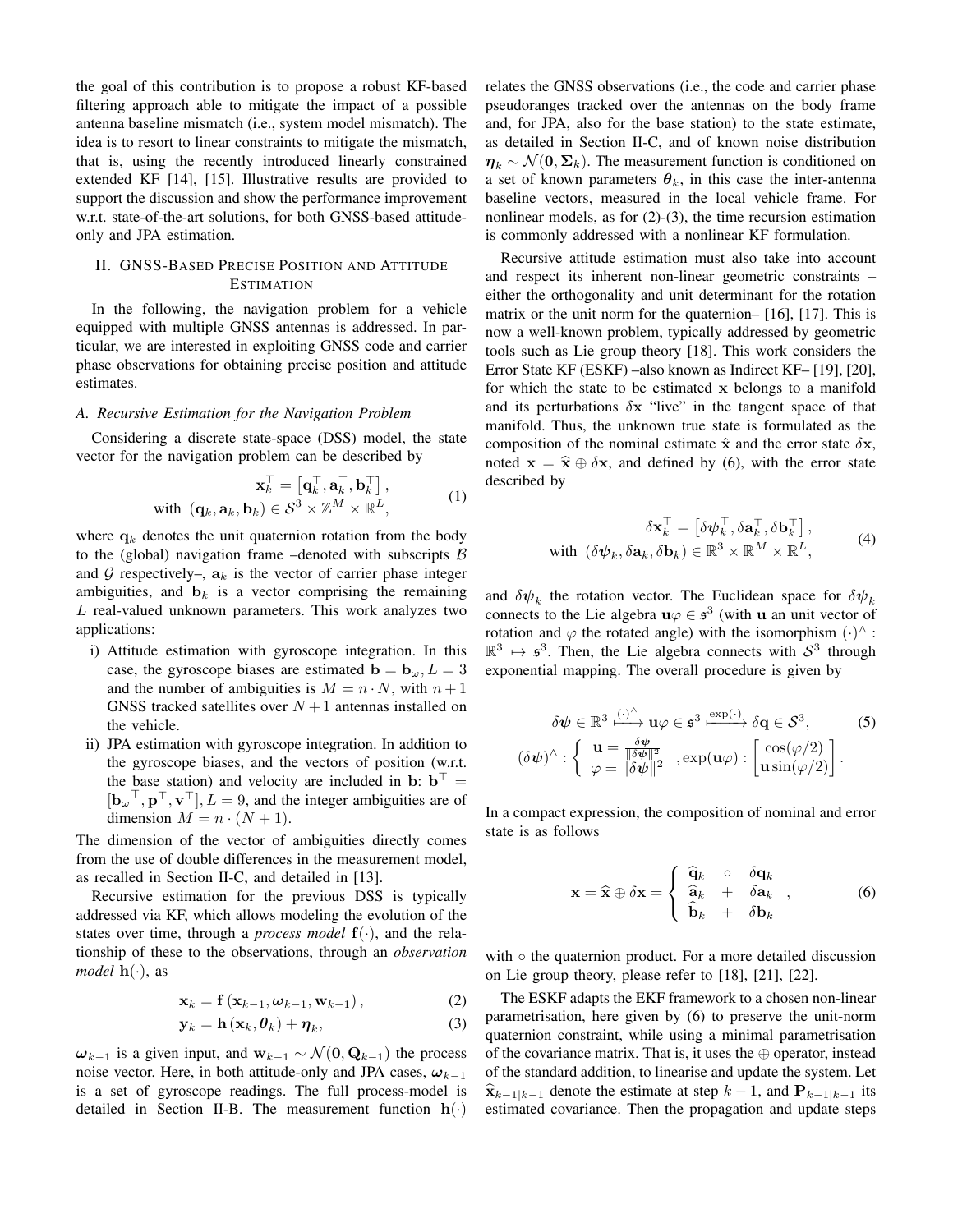the goal of this contribution is to propose a robust KF-based filtering approach able to mitigate the impact of a possible antenna baseline mismatch (i.e., system model mismatch). The idea is to resort to linear constraints to mitigate the mismatch, that is, using the recently introduced linearly constrained extended KF [14], [15]. Illustrative results are provided to support the discussion and show the performance improvement w.r.t. state-of-the-art solutions, for both GNSS-based attitude-only and JPA estimation.

## II. GNSS-Based Precise Position and Attitude Estimation

In the following, the navigation problem for a vehicle equipped with multiple GNSS antennas is addressed. In particular, we are interested in exploiting GNSS code and carrier phase observations for obtaining precise position and attitude estimates.

### A. Recursive Estimation for the Navigation Problem

Considering a discrete state-space (DSS) model, the state vector for the navigation problem can be described by

$$\mathbf{x}_k^\top = \left[\mathbf{q}_k^\top, \mathbf{a}_k^\top, \mathbf{b}_k^\top\right], \quad \text{with } (\mathbf{q}_k, \mathbf{a}_k, \mathbf{b}_k) \in \mathcal{S}^3 \times \mathbb{Z}^M \times \mathbb{R}^L, \tag{1}$$

where $\mathbf{q}_k$ denotes the unit quaternion rotation from the body to the (global) navigation frame –denoted with subscripts $\mathcal{B}$ and $\mathcal{G}$ respectively–, $\mathbf{a}_k$ is the vector of carrier phase integer ambiguities, and $\mathbf{b}_k$ is a vector comprising the remaining $L$ real-valued unknown parameters. This work analyzes two applications:

i) Attitude estimation with gyroscope integration. In this case, the gyroscope biases are estimated $\mathbf{b} = \mathbf{b}_\omega, L = 3$ and the number of ambiguities is $M = n \cdot N$, with $n+1$ GNSS tracked satellites over $N+1$ antennas installed on the vehicle.
ii) JPA estimation with gyroscope integration. In addition to the gyroscope biases, and the vectors of position (w.r.t. the base station) and velocity are included in $\mathbf{b}$: $\mathbf{b}^\top = [\mathbf{b}_\omega{}^\top, \mathbf{p}^\top, \mathbf{v}^\top], L = 9$, and the integer ambiguities are of dimension $M = n \cdot (N+1)$.

The dimension of the vector of ambiguities directly comes from the use of double differences in the measurement model, as recalled in Section II-C, and detailed in [13].

Recursive estimation for the previous DSS is typically addressed via KF, which allows modeling the evolution of the states over time, through a *process model* $\mathbf{f}(\cdot)$, and the relationship of these to the observations, through an *observation model* $\mathbf{h}(\cdot)$, as

$$\mathbf{x}_k = \mathbf{f}\left(\mathbf{x}_{k-1}, \boldsymbol{\omega}_{k-1}, \mathbf{w}_{k-1}\right), \tag{2}$$

$$\mathbf{y}_k = \mathbf{h}\left(\mathbf{x}_k, \boldsymbol{\theta}_k\right) + \boldsymbol{\eta}_k, \tag{3}$$

$\boldsymbol{\omega}_{k-1}$ is a given input, and $\mathbf{w}_{k-1} \sim \mathcal{N}(\mathbf{0}, \mathbf{Q}_{k-1})$ the process noise vector. Here, in both attitude-only and JPA cases, $\boldsymbol{\omega}_{k-1}$ is a set of gyroscope readings. The full process-model is detailed in Section II-B. The measurement function $\mathbf{h}(\cdot)$ relates the GNSS observations (i.e., the code and carrier phase pseudoranges tracked over the antennas on the body frame and, for JPA, also for the base station) to the state estimate, as detailed in Section II-C, and of known noise distribution $\boldsymbol{\eta}_k \sim \mathcal{N}(\mathbf{0}, \boldsymbol{\Sigma}_k)$. The measurement function is conditioned on a set of known parameters $\boldsymbol{\theta}_k$, in this case the inter-antenna baseline vectors, measured in the local vehicle frame. For nonlinear models, as for (2)-(3), the time recursion estimation is commonly addressed with a nonlinear KF formulation.

Recursive attitude estimation must also take into account and respect its inherent non-linear geometric constraints – either the orthogonality and unit determinant for the rotation matrix or the unit norm for the quaternion– [16], [17]. This is now a well-known problem, typically addressed by geometric tools such as Lie group theory [18]. This work considers the Error State KF (ESKF) –also known as Indirect KF– [19], [20], for which the state to be estimated $\mathbf{x}$ belongs to a manifold and its perturbations $\delta\mathbf{x}$ "live" in the tangent space of that manifold. Thus, the unknown true state is formulated as the composition of the nominal estimate $\hat{\mathbf{x}}$ and the error state $\delta\mathbf{x}$, noted $\mathbf{x} = \widehat{\mathbf{x}} \oplus \delta\mathbf{x}$, and defined by (6), with the error state described by

$$\delta\mathbf{x}_k^\top = \left[\delta\boldsymbol{\psi}_k^\top, \delta\mathbf{a}_k^\top, \delta\mathbf{b}_k^\top\right], \quad \text{with } (\delta\boldsymbol{\psi}_k, \delta\mathbf{a}_k, \delta\mathbf{b}_k) \in \mathbb{R}^3 \times \mathbb{R}^M \times \mathbb{R}^L, \tag{4}$$

and $\delta\boldsymbol{\psi}_k$ the rotation vector. The Euclidean space for $\delta\boldsymbol{\psi}_k$ connects to the Lie algebra $\mathbf{u}\varphi \in \mathfrak{s}^3$ (with $\mathbf{u}$ an unit vector of rotation and $\varphi$ the rotated angle) with the isomorphism $(\cdot)^\wedge : \mathbb{R}^3 \mapsto \mathfrak{s}^3$. Then, the Lie algebra connects with $\mathcal{S}^3$ through exponential mapping. The overall procedure is given by

$$\delta\boldsymbol{\psi} \in \mathbb{R}^3 \xmapsto{(\cdot)^\wedge} \mathbf{u}\varphi \in \mathfrak{s}^3 \xmapsto{\exp(\cdot)} \delta\mathbf{q} \in \mathcal{S}^3, \tag{5}$$

$$(\delta\boldsymbol{\psi})^\wedge : \left\{ \begin{array}{l} \mathbf{u} = \frac{\delta\boldsymbol{\psi}}{\|\delta\boldsymbol{\psi}\|^2} \\ \varphi = \|\delta\boldsymbol{\psi}\|^2 \end{array} \right. , \exp(\mathbf{u}\varphi) : \begin{bmatrix} \cos(\varphi/2) \\ \mathbf{u}\sin(\varphi/2) \end{bmatrix}.$$

In a compact expression, the composition of nominal and error state is as follows

$$\mathbf{x} = \widehat{\mathbf{x}} \oplus \delta\mathbf{x} = \left\{ \begin{array}{lcl} \widehat{\mathbf{q}}_k & \circ & \delta\mathbf{q}_k \\ \widehat{\mathbf{a}}_k & + & \delta\mathbf{a}_k \\ \widehat{\mathbf{b}}_k & + & \delta\mathbf{b}_k \end{array} \right. , \tag{6}$$

with $\circ$ the quaternion product. For a more detailed discussion on Lie group theory, please refer to [18], [21], [22].

The ESKF adapts the EKF framework to a chosen non-linear parametrisation, here given by (6) to preserve the unit-norm quaternion constraint, while using a minimal parametrisation of the covariance matrix. That is, it uses the $\oplus$ operator, instead of the standard addition, to linearise and update the system. Let $\widehat{\mathbf{x}}_{k-1|k-1}$ denote the estimate at step $k-1$, and $\mathbf{P}_{k-1|k-1}$ its estimated covariance. Then the propagation and update steps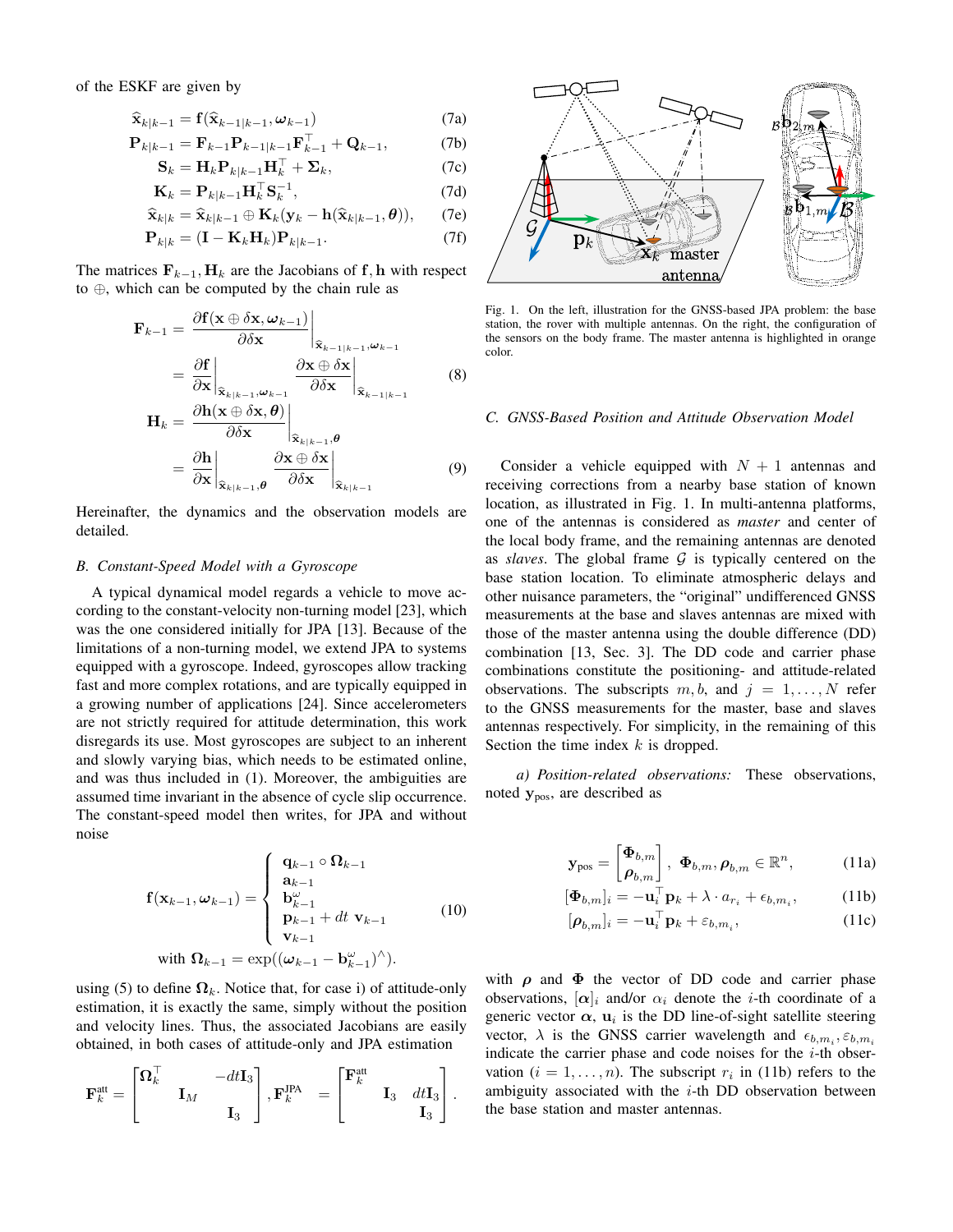of the ESKF are given by

$$\widehat{\mathbf{x}}_{k|k-1} = \mathbf{f}(\widehat{\mathbf{x}}_{k-1|k-1}, \boldsymbol{\omega}_{k-1}) \tag{7a}$$
$$\mathbf{P}_{k|k-1} = \mathbf{F}_{k-1}\mathbf{P}_{k-1|k-1}\mathbf{F}_{k-1}^\top + \mathbf{Q}_{k-1}, \tag{7b}$$
$$\mathbf{S}_k = \mathbf{H}_k \mathbf{P}_{k|k-1}\mathbf{H}_k^\top + \boldsymbol{\Sigma}_k, \tag{7c}$$
$$\mathbf{K}_k = \mathbf{P}_{k|k-1}\mathbf{H}_k^\top \mathbf{S}_k^{-1}, \tag{7d}$$
$$\widehat{\mathbf{x}}_{k|k} = \widehat{\mathbf{x}}_{k|k-1} \oplus \mathbf{K}_k(\mathbf{y}_k - \mathbf{h}(\widehat{\mathbf{x}}_{k|k-1}, \boldsymbol{\theta})), \tag{7e}$$
$$\mathbf{P}_{k|k} = (\mathbf{I} - \mathbf{K}_k\mathbf{H}_k)\mathbf{P}_{k|k-1}. \tag{7f}$$

The matrices $\mathbf{F}_{k-1}, \mathbf{H}_k$ are the Jacobians of $\mathbf{f}, \mathbf{h}$ with respect to $\oplus$, which can be computed by the chain rule as

$$\begin{aligned}\mathbf{F}_{k-1} &= \left.\frac{\partial \mathbf{f}(\mathbf{x} \oplus \delta\mathbf{x}, \boldsymbol{\omega}_{k-1})}{\partial \delta\mathbf{x}}\right|_{\widehat{\mathbf{x}}_{k-1|k-1}, \boldsymbol{\omega}_{k-1}} \\ &= \left.\frac{\partial \mathbf{f}}{\partial \mathbf{x}}\right|_{\widehat{\mathbf{x}}_{k|k-1}, \boldsymbol{\omega}_{k-1}} \left.\frac{\partial \mathbf{x} \oplus \delta\mathbf{x}}{\partial \delta\mathbf{x}}\right|_{\widehat{\mathbf{x}}_{k-1|k-1}}\end{aligned} \tag{8}$$

$$\begin{aligned}\mathbf{H}_k &= \left.\frac{\partial \mathbf{h}(\mathbf{x} \oplus \delta\mathbf{x}, \boldsymbol{\theta})}{\partial \delta\mathbf{x}}\right|_{\widehat{\mathbf{x}}_{k|k-1}, \boldsymbol{\theta}} \\ &= \left.\frac{\partial \mathbf{h}}{\partial \mathbf{x}}\right|_{\widehat{\mathbf{x}}_{k|k-1}, \boldsymbol{\theta}} \left.\frac{\partial \mathbf{x} \oplus \delta\mathbf{x}}{\partial \delta\mathbf{x}}\right|_{\widehat{\mathbf{x}}_{k|k-1}}\end{aligned} \tag{9}$$

Hereinafter, the dynamics and the observation models are detailed.

### *B. Constant-Speed Model with a Gyroscope*

A typical dynamical model regards a vehicle to move according to the constant-velocity non-turning model [23], which was the one considered initially for JPA [13]. Because of the limitations of a non-turning model, we extend JPA to systems equipped with a gyroscope. Indeed, gyroscopes allow tracking fast and more complex rotations, and are typically equipped in a growing number of applications [24]. Since accelerometers are not strictly required for attitude determination, this work disregards its use. Most gyroscopes are subject to an inherent and slowly varying bias, which needs to be estimated online, and was thus included in (1). Moreover, the ambiguities are assumed time invariant in the absence of cycle slip occurrence. The constant-speed model then writes, for JPA and without noise

$$\mathbf{f}(\mathbf{x}_{k-1}, \boldsymbol{\omega}_{k-1}) = \begin{cases} \mathbf{q}_{k-1} \circ \boldsymbol{\Omega}_{k-1} \\ \mathbf{a}_{k-1} \\ \mathbf{b}^\omega_{k-1} \\ \mathbf{p}_{k-1} + dt\ \mathbf{v}_{k-1} \\ \mathbf{v}_{k-1} \end{cases} \tag{10}$$
$$\text{with } \boldsymbol{\Omega}_{k-1} = \exp((\boldsymbol{\omega}_{k-1} - \mathbf{b}^\omega_{k-1})^\wedge).$$

using (5) to define $\boldsymbol{\Omega}_k$. Notice that, for case i) of attitude-only estimation, it is exactly the same, simply without the position and velocity lines. Thus, the associated Jacobians are easily obtained, in both cases of attitude-only and JPA estimation

$$\mathbf{F}_k^{\text{att}} = \begin{bmatrix} \boldsymbol{\Omega}_k^\top & & -dt\mathbf{I}_3 \\ & \mathbf{I}_M & \\ & & \mathbf{I}_3 \end{bmatrix}, \mathbf{F}_k^{\text{JPA}} = \begin{bmatrix} \mathbf{F}_k^{\text{att}} & & \\ & \mathbf{I}_3 & dt\mathbf{I}_3 \\ & & \mathbf{I}_3 \end{bmatrix}.$$

Fig. 1. On the left, illustration for the GNSS-based JPA problem: the base station, the rover with multiple antennas. On the right, the configuration of the sensors on the body frame. The master antenna is highlighted in orange color.

### *C. GNSS-Based Position and Attitude Observation Model*

Consider a vehicle equipped with $N+1$ antennas and receiving corrections from a nearby base station of known location, as illustrated in Fig. 1. In multi-antenna platforms, one of the antennas is considered as *master* and center of the local body frame, and the remaining antennas are denoted as *slaves*. The global frame $\mathcal{G}$ is typically centered on the base station location. To eliminate atmospheric delays and other nuisance parameters, the "original" undifferenced GNSS measurements at the base and slaves antennas are mixed with those of the master antenna using the double difference (DD) combination [13, Sec. 3]. The DD code and carrier phase combinations constitute the positioning- and attitude-related observations. The subscripts $m, b$, and $j = 1, \dots, N$ refer to the GNSS measurements for the master, base and slaves antennas respectively. For simplicity, in the remaining of this Section the time index $k$ is dropped.

*a) Position-related observations:* These observations, noted $\mathbf{y}_{\text{pos}}$, are described as

$$\mathbf{y}_{\text{pos}} = \begin{bmatrix} \boldsymbol{\Phi}_{b,m} \\ \boldsymbol{\rho}_{b,m} \end{bmatrix}, \ \boldsymbol{\Phi}_{b,m}, \boldsymbol{\rho}_{b,m} \in \mathbb{R}^n, \tag{11a}$$
$$[\boldsymbol{\Phi}_{b,m}]_i = -\mathbf{u}_i^\top \mathbf{p}_k + \lambda \cdot a_{r_i} + \epsilon_{b,m_i}, \tag{11b}$$
$$[\boldsymbol{\rho}_{b,m}]_i = -\mathbf{u}_i^\top \mathbf{p}_k + \varepsilon_{b,m_i}, \tag{11c}$$

with $\boldsymbol{\rho}$ and $\boldsymbol{\Phi}$ the vector of DD code and carrier phase observations, $[\boldsymbol{\alpha}]_i$ and/or $\alpha_i$ denote the $i$-th coordinate of a generic vector $\boldsymbol{\alpha}$, $\mathbf{u}_i$ is the DD line-of-sight satellite steering vector, $\lambda$ is the GNSS carrier wavelength and $\epsilon_{b,m_i}, \varepsilon_{b,m_i}$ indicate the carrier phase and code noises for the $i$-th observation ($i = 1, \dots, n$). The subscript $r_i$ in (11b) refers to the ambiguity associated with the $i$-th DD observation between the base station and master antennas.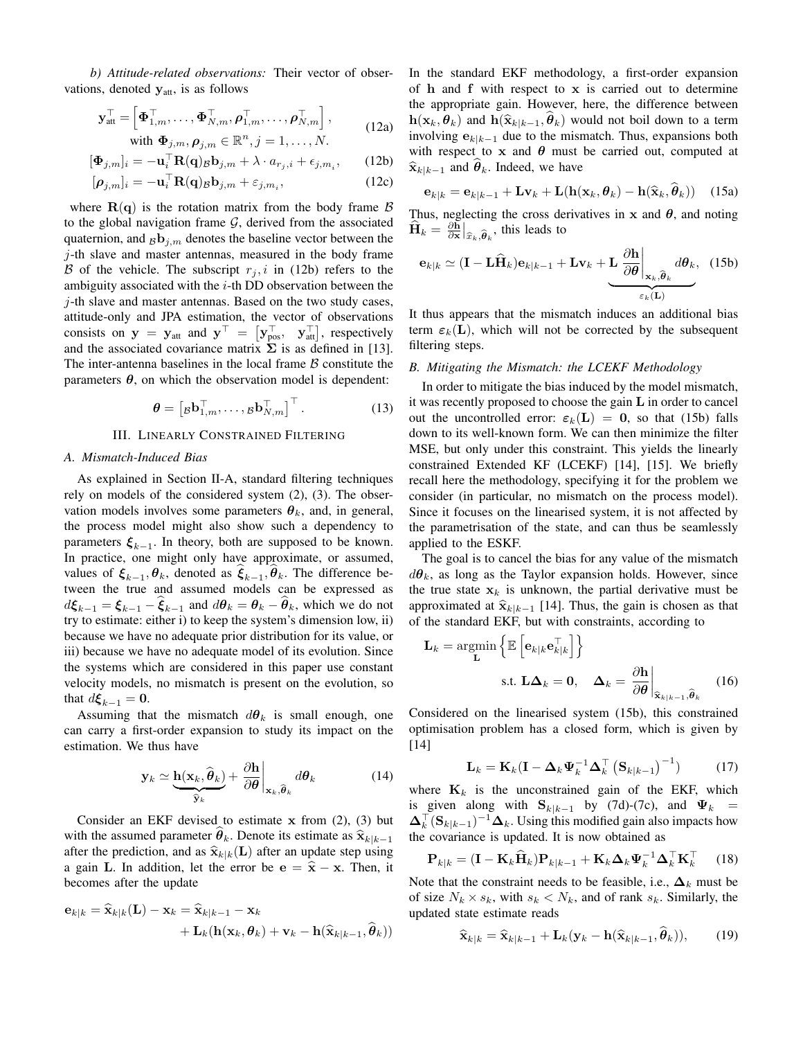*b) Attitude-related observations:* Their vector of observations, denoted $\mathbf{y}_{\text{att}}$, is as follows

$$\mathbf{y}_{\text{att}}^\top = \left[\mathbf{\Phi}_{1,m}^\top, \ldots, \mathbf{\Phi}_{N,m}^\top, \boldsymbol{\rho}_{1,m}^\top, \ldots, \boldsymbol{\rho}_{N,m}^\top\right], \quad \text{with } \mathbf{\Phi}_{j,m}, \boldsymbol{\rho}_{j,m} \in \mathbb{R}^n, j = 1, \ldots, N. \tag{12a}$$

$$[\mathbf{\Phi}_{j,m}]_i = -\mathbf{u}_i^\top \mathbf{R}(\mathbf{q})_{\mathcal{B}}\mathbf{b}_{j,m} + \lambda \cdot a_{r_j,i} + \epsilon_{j,m_i}, \tag{12b}$$

$$[\boldsymbol{\rho}_{j,m}]_i = -\mathbf{u}_i^\top \mathbf{R}(\mathbf{q})_{\mathcal{B}}\mathbf{b}_{j,m} + \varepsilon_{j,m_i}, \tag{12c}$$

where $\mathbf{R}(\mathbf{q})$ is the rotation matrix from the body frame $\mathcal{B}$ to the global navigation frame $\mathcal{G}$, derived from the associated quaternion, and ${}_{\mathcal{B}}\mathbf{b}_{j,m}$ denotes the baseline vector between the $j$-th slave and master antennas, measured in the body frame $\mathcal{B}$ of the vehicle. The subscript $r_j, i$ in (12b) refers to the ambiguity associated with the $i$-th DD observation between the $j$-th slave and master antennas. Based on the two study cases, attitude-only and JPA estimation, the vector of observations consists on $\mathbf{y} = \mathbf{y}_{\text{att}}$ and $\mathbf{y}^\top = \left[\mathbf{y}_{\text{pos}}^\top, \ \mathbf{y}_{\text{att}}^\top\right]$, respectively and the associated covariance matrix $\mathbf{\Sigma}$ is as defined in [13]. The inter-antenna baselines in the local frame $\mathcal{B}$ constitute the parameters $\boldsymbol{\theta}$, on which the observation model is dependent:

$$\boldsymbol{\theta} = \left[{}_{\mathcal{B}}\mathbf{b}_{1,m}^\top, \ldots, {}_{\mathcal{B}}\mathbf{b}_{N,m}^\top\right]^\top. \tag{13}$$

## III. Linearly Constrained Filtering

### A. Mismatch-Induced Bias

As explained in Section II-A, standard filtering techniques rely on models of the considered system (2), (3). The observation models involves some parameters $\boldsymbol{\theta}_k$, and, in general, the process model might also show such a dependency to parameters $\boldsymbol{\xi}_{k-1}$. In theory, both are supposed to be known. In practice, one might only have approximate, or assumed, values of $\boldsymbol{\xi}_{k-1}, \boldsymbol{\theta}_k$, denoted as $\widehat{\boldsymbol{\xi}}_{k-1}, \widehat{\boldsymbol{\theta}}_k$. The difference between the true and assumed models can be expressed as $d\boldsymbol{\xi}_{k-1} = \boldsymbol{\xi}_{k-1} - \widehat{\boldsymbol{\xi}}_{k-1}$ and $d\boldsymbol{\theta}_k = \boldsymbol{\theta}_k - \widehat{\boldsymbol{\theta}}_k$, which we do not try to estimate: either i) to keep the system's dimension low, ii) because we have no adequate prior distribution for its value, or iii) because we have no adequate model of its evolution. Since the systems which are considered in this paper use constant velocity models, no mismatch is present on the evolution, so that $d\boldsymbol{\xi}_{k-1} = \mathbf{0}$.

Assuming that the mismatch $d\boldsymbol{\theta}_k$ is small enough, one can carry a first-order expansion to study its impact on the estimation. We thus have

$$\mathbf{y}_k \simeq \underbrace{\mathbf{h}(\mathbf{x}_k, \widehat{\boldsymbol{\theta}}_k)}_{\widehat{\mathbf{y}}_k} + \left.\frac{\partial \mathbf{h}}{\partial \boldsymbol{\theta}}\right|_{\mathbf{x}_k, \widehat{\boldsymbol{\theta}}_k} d\boldsymbol{\theta}_k \tag{14}$$

Consider an EKF devised to estimate $\mathbf{x}$ from (2), (3) but with the assumed parameter $\widehat{\boldsymbol{\theta}}_k$. Denote its estimate as $\widehat{\mathbf{x}}_{k|k-1}$ after the prediction, and as $\widehat{\mathbf{x}}_{k|k}(\mathbf{L})$ after an update step using a gain $\mathbf{L}$. In addition, let the error be $\mathbf{e} = \widehat{\mathbf{x}} - \mathbf{x}$. Then, it becomes after the update

$$\mathbf{e}_{k|k} = \widehat{\mathbf{x}}_{k|k}(\mathbf{L}) - \mathbf{x}_k = \widehat{\mathbf{x}}_{k|k-1} - \mathbf{x}_k + \mathbf{L}_k(\mathbf{h}(\mathbf{x}_k, \boldsymbol{\theta}_k) + \mathbf{v}_k - \mathbf{h}(\widehat{\mathbf{x}}_{k|k-1}, \widehat{\boldsymbol{\theta}}_k))$$

In the standard EKF methodology, a first-order expansion of $\mathbf{h}$ and $\mathbf{f}$ with respect to $\mathbf{x}$ is carried out to determine the appropriate gain. However, here, the difference between $\mathbf{h}(\mathbf{x}_k, \boldsymbol{\theta}_k)$ and $\mathbf{h}(\widehat{\mathbf{x}}_{k|k-1}, \widehat{\boldsymbol{\theta}}_k)$ would not boil down to a term involving $\mathbf{e}_{k|k-1}$ due to the mismatch. Thus, expansions both with respect to $\mathbf{x}$ and $\boldsymbol{\theta}$ must be carried out, computed at $\widehat{\mathbf{x}}_{k|k-1}$ and $\widehat{\boldsymbol{\theta}}_k$. Indeed, we have

$$\mathbf{e}_{k|k} = \mathbf{e}_{k|k-1} + \mathbf{L}\mathbf{v}_k + \mathbf{L}(\mathbf{h}(\mathbf{x}_k, \boldsymbol{\theta}_k) - \mathbf{h}(\widehat{\mathbf{x}}_k, \widehat{\boldsymbol{\theta}}_k)) \tag{15a}$$

Thus, neglecting the cross derivatives in $\mathbf{x}$ and $\boldsymbol{\theta}$, and noting $\widehat{\mathbf{H}}_k = \left.\frac{\partial \mathbf{h}}{\partial \mathbf{x}}\right|_{\widehat{x}_k, \widehat{\boldsymbol{\theta}}_k}$, this leads to

$$\mathbf{e}_{k|k} \simeq (\mathbf{I} - \mathbf{L}\widehat{\mathbf{H}}_k)\mathbf{e}_{k|k-1} + \mathbf{L}\mathbf{v}_k + \underbrace{\mathbf{L}\left.\frac{\partial \mathbf{h}}{\partial \boldsymbol{\theta}}\right|_{\mathbf{x}_k, \widehat{\boldsymbol{\theta}}_k} d\boldsymbol{\theta}_k}_{\boldsymbol{\varepsilon}_k(\mathbf{L})}, \tag{15b}$$

It thus appears that the mismatch induces an additional bias term $\boldsymbol{\varepsilon}_k(\mathbf{L})$, which will not be corrected by the subsequent filtering steps.

### B. Mitigating the Mismatch: the LCEKF Methodology

In order to mitigate the bias induced by the model mismatch, it was recently proposed to choose the gain $\mathbf{L}$ in order to cancel out the uncontrolled error: $\boldsymbol{\varepsilon}_k(\mathbf{L}) = \mathbf{0}$, so that (15b) falls down to its well-known form. We can then minimize the filter MSE, but only under this constraint. This yields the linearly constrained Extended KF (LCEKF) [14], [15]. We briefly recall here the methodology, specifying it for the problem we consider (in particular, no mismatch on the process model). Since it focuses on the linearised system, it is not affected by the parametrisation of the state, and can thus be seamlessly applied to the ESKF.

The goal is to cancel the bias for any value of the mismatch $d\boldsymbol{\theta}_k$, as long as the Taylor expansion holds. However, since the true state $\mathbf{x}_k$ is unknown, the partial derivative must be approximated at $\widehat{\mathbf{x}}_{k|k-1}$ [14]. Thus, the gain is chosen as that of the standard EKF, but with constraints, according to

$$\mathbf{L}_k = \underset{\mathbf{L}}{\operatorname{argmin}} \left\{ \mathbb{E}\left[\mathbf{e}_{k|k}\mathbf{e}_{k|k}^\top\right] \right\} \quad \text{s.t. } \mathbf{L}\boldsymbol{\Delta}_k = \mathbf{0}, \quad \boldsymbol{\Delta}_k = \left.\frac{\partial \mathbf{h}}{\partial \boldsymbol{\theta}}\right|_{\widehat{\mathbf{x}}_{k|k-1}, \widehat{\boldsymbol{\theta}}_k} \tag{16}$$

Considered on the linearised system (15b), this constrained optimisation problem has a closed form, which is given by [14]

$$\mathbf{L}_k = \mathbf{K}_k(\mathbf{I} - \boldsymbol{\Delta}_k \boldsymbol{\Psi}_k^{-1} \boldsymbol{\Delta}_k^\top \left(\mathbf{S}_{k|k-1}\right)^{-1}) \tag{17}$$

where $\mathbf{K}_k$ is the unconstrained gain of the EKF, which is given along with $\mathbf{S}_{k|k-1}$ by (7d)-(7c), and $\boldsymbol{\Psi}_k = \boldsymbol{\Delta}_k^\top (\mathbf{S}_{k|k-1})^{-1} \boldsymbol{\Delta}_k$. Using this modified gain also impacts how the covariance is updated. It is now obtained as

$$\mathbf{P}_{k|k} = (\mathbf{I} - \mathbf{K}_k \widehat{\mathbf{H}}_k)\mathbf{P}_{k|k-1} + \mathbf{K}_k \boldsymbol{\Delta}_k \boldsymbol{\Psi}_k^{-1} \boldsymbol{\Delta}_k^\top \mathbf{K}_k^\top \tag{18}$$

Note that the constraint needs to be feasible, i.e., $\boldsymbol{\Delta}_k$ must be of size $N_k \times s_k$, with $s_k < N_k$, and of rank $s_k$. Similarly, the updated state estimate reads

$$\widehat{\mathbf{x}}_{k|k} = \widehat{\mathbf{x}}_{k|k-1} + \mathbf{L}_k(\mathbf{y}_k - \mathbf{h}(\widehat{\mathbf{x}}_{k|k-1}, \widehat{\boldsymbol{\theta}}_k)), \tag{19}$$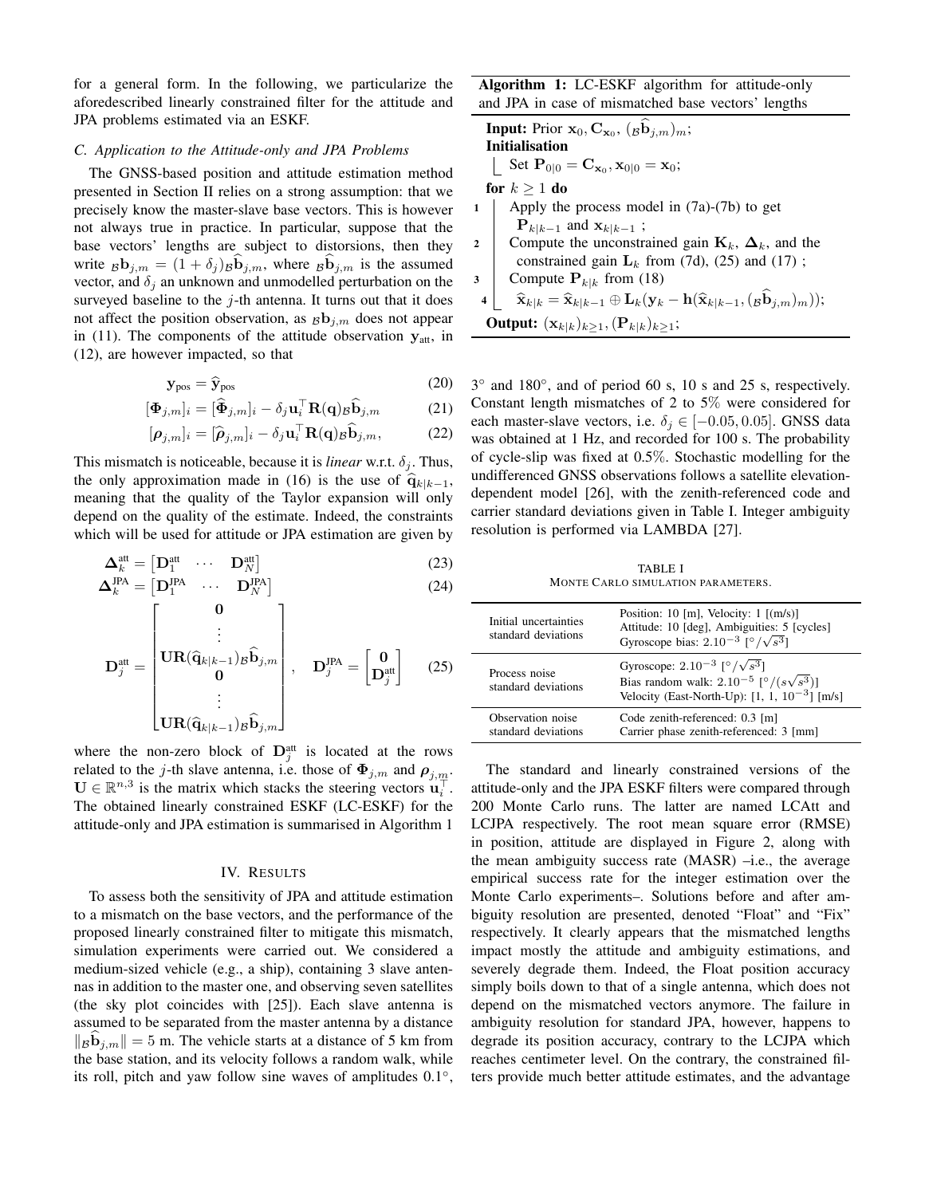for a general form. In the following, we particularize the aforedescribed linearly constrained filter for the attitude and JPA problems estimated via an ESKF.

### C. Application to the Attitude-only and JPA Problems

The GNSS-based position and attitude estimation method presented in Section II relies on a strong assumption: that we precisely know the master-slave base vectors. This is however not always true in practice. In particular, suppose that the base vectors' lengths are subject to distorsions, then they write ${}_{\mathcal{B}}\mathbf{b}_{j,m} = (1+\delta_j)_{\mathcal{B}}\widehat{\mathbf{b}}_{j,m}$, where ${}_{\mathcal{B}}\widehat{\mathbf{b}}_{j,m}$ is the assumed vector, and $\delta_j$ an unknown and unmodelled perturbation on the surveyed baseline to the $j$-th antenna. It turns out that it does not affect the position observation, as ${}_{\mathcal{B}}\mathbf{b}_{j,m}$ does not appear in (11). The components of the attitude observation $\mathbf{y}_{\text{att}}$, in (12), are however impacted, so that

$$\mathbf{y}_{\text{pos}} = \widehat{\mathbf{y}}_{\text{pos}} \tag{20}$$

$$[\boldsymbol{\Phi}_{j,m}]_i = [\widehat{\boldsymbol{\Phi}}_{j,m}]_i - \delta_j \mathbf{u}_i^\top \mathbf{R}(\mathbf{q})_{\mathcal{B}}\widehat{\mathbf{b}}_{j,m} \tag{21}$$

$$[\boldsymbol{\rho}_{j,m}]_i = [\widehat{\boldsymbol{\rho}}_{j,m}]_i - \delta_j \mathbf{u}_i^\top \mathbf{R}(\mathbf{q})_{\mathcal{B}}\widehat{\mathbf{b}}_{j,m}, \tag{22}$$

This mismatch is noticeable, because it is *linear* w.r.t. $\delta_j$. Thus, the only approximation made in (16) is the use of $\widehat{\mathbf{q}}_{k|k-1}$, meaning that the quality of the Taylor expansion will only depend on the quality of the estimate. Indeed, the constraints which will be used for attitude or JPA estimation are given by

$$\boldsymbol{\Delta}_k^{\text{att}} = \begin{bmatrix} \mathbf{D}_1^{\text{att}} & \cdots & \mathbf{D}_N^{\text{att}} \end{bmatrix} \tag{23}$$

$$\boldsymbol{\Delta}_k^{\text{JPA}} = \begin{bmatrix} \mathbf{D}_1^{\text{JPA}} & \cdots & \mathbf{D}_N^{\text{JPA}} \end{bmatrix} \tag{24}$$

$$\mathbf{D}_j^{\text{att}} = \begin{bmatrix} \mathbf{0} \\ \vdots \\ \mathbf{U}\mathbf{R}(\widehat{\mathbf{q}}_{k|k-1})_{\mathcal{B}}\widehat{\mathbf{b}}_{j,m} \\ \mathbf{0} \\ \vdots \\ \mathbf{U}\mathbf{R}(\widehat{\mathbf{q}}_{k|k-1})_{\mathcal{B}}\widehat{\mathbf{b}}_{j,m} \end{bmatrix}, \quad \mathbf{D}_j^{\text{JPA}} = \begin{bmatrix} \mathbf{0} \\ \mathbf{D}_j^{\text{att}} \end{bmatrix} \tag{25}$$

where the non-zero block of $\mathbf{D}_j^{\text{att}}$ is located at the rows related to the $j$-th slave antenna, i.e. those of $\boldsymbol{\Phi}_{j,m}$ and $\boldsymbol{\rho}_{j,m}$. $\mathbf{U} \in \mathbb{R}^{n,3}$ is the matrix which stacks the steering vectors $\mathbf{u}_i^\top$. The obtained linearly constrained ESKF (LC-ESKF) for the attitude-only and JPA estimation is summarised in Algorithm 1

**Algorithm 1:** LC-ESKF algorithm for attitude-only and JPA in case of mismatched base vectors' lengths

**Input:** Prior $\mathbf{x}_0, \mathbf{C}_{\mathbf{x}_0}, ({}_{\mathcal{B}}\widehat{\mathbf{b}}_{j,m})_m$;
**Initialisation**
Set $\mathbf{P}_{0|0} = \mathbf{C}_{\mathbf{x}_0}, \mathbf{x}_{0|0} = \mathbf{x}_0$;
**for** $k \geq 1$ **do**
1. Apply the process model in (7a)-(7b) to get $\mathbf{P}_{k|k-1}$ and $\mathbf{x}_{k|k-1}$ ;
2. Compute the unconstrained gain $\mathbf{K}_k$, $\boldsymbol{\Delta}_k$, and the constrained gain $\mathbf{L}_k$ from (7d), (25) and (17) ;
3. Compute $\mathbf{P}_{k|k}$ from (18)
4. $\widehat{\mathbf{x}}_{k|k} = \widehat{\mathbf{x}}_{k|k-1} \oplus \mathbf{L}_k(\mathbf{y}_k - \mathbf{h}(\widehat{\mathbf{x}}_{k|k-1}, ({}_{\mathcal{B}}\widehat{\mathbf{b}}_{j,m})_m))$;

**Output:** $(\mathbf{x}_{k|k})_{k\geq 1}, (\mathbf{P}_{k|k})_{k\geq 1}$;

## IV. Results

To assess both the sensitivity of JPA and attitude estimation to a mismatch on the base vectors, and the performance of the proposed linearly constrained filter to mitigate this mismatch, simulation experiments were carried out. We considered a medium-sized vehicle (e.g., a ship), containing 3 slave antennas in addition to the master one, and observing seven satellites (the sky plot coincides with [25]). Each slave antenna is assumed to be separated from the master antenna by a distance $\|{}_{\mathcal{B}}\widehat{\mathbf{b}}_{j,m}\| = 5$ m. The vehicle starts at a distance of 5 km from the base station, and its velocity follows a random walk, while its roll, pitch and yaw follow sine waves of amplitudes $0.1^\circ$, $3^\circ$ and $180^\circ$, and of period 60 s, 10 s and 25 s, respectively. Constant length mismatches of 2 to 5% were considered for each master-slave vectors, i.e. $\delta_j \in [-0.05, 0.05]$. GNSS data was obtained at 1 Hz, and recorded for 100 s. The probability of cycle-slip was fixed at 0.5%. Stochastic modelling for the undifferenced GNSS observations follows a satellite elevation-dependent model [26], with the zenith-referenced code and carrier standard deviations given in Table I. Integer ambiguity resolution is performed via LAMBDA [27].

TABLE I
MONTE CARLO SIMULATION PARAMETERS.

| | |
|---|---|
| Initial uncertainties standard deviations | Position: 10 [m], Velocity: 1 [(m/s)] Attitude: 10 [deg], Ambiguities: 5 [cycles] Gyroscope bias: $2.10^{-3}$ [$^\circ/\sqrt{s^3}$] |
| Process noise standard deviations | Gyroscope: $2.10^{-3}$ [$^\circ/\sqrt{s^3}$] Bias random walk: $2.10^{-5}$ [$^\circ/(s\sqrt{s^3})$] Velocity (East-North-Up): [1, 1, $10^{-3}$] [m/s] |
| Observation noise standard deviations | Code zenith-referenced: 0.3 [m] Carrier phase zenith-referenced: 3 [mm] |

The standard and linearly constrained versions of the attitude-only and the JPA ESKF filters were compared through 200 Monte Carlo runs. The latter are named LCAtt and LCJPA respectively. The root mean square error (RMSE) in position, attitude are displayed in Figure 2, along with the mean ambiguity success rate (MASR) –i.e., the average empirical success rate for the integer estimation over the Monte Carlo experiments–. Solutions before and after ambiguity resolution are presented, denoted "Float" and "Fix" respectively. It clearly appears that the mismatched lengths impact mostly the attitude and ambiguity estimations, and severely degrade them. Indeed, the Float position accuracy simply boils down to that of a single antenna, which does not depend on the mismatched vectors anymore. The failure in ambiguity resolution for standard JPA, however, happens to degrade its position accuracy, contrary to the LCJPA which reaches centimeter level. On the contrary, the constrained filters provide much better attitude estimates, and the advantage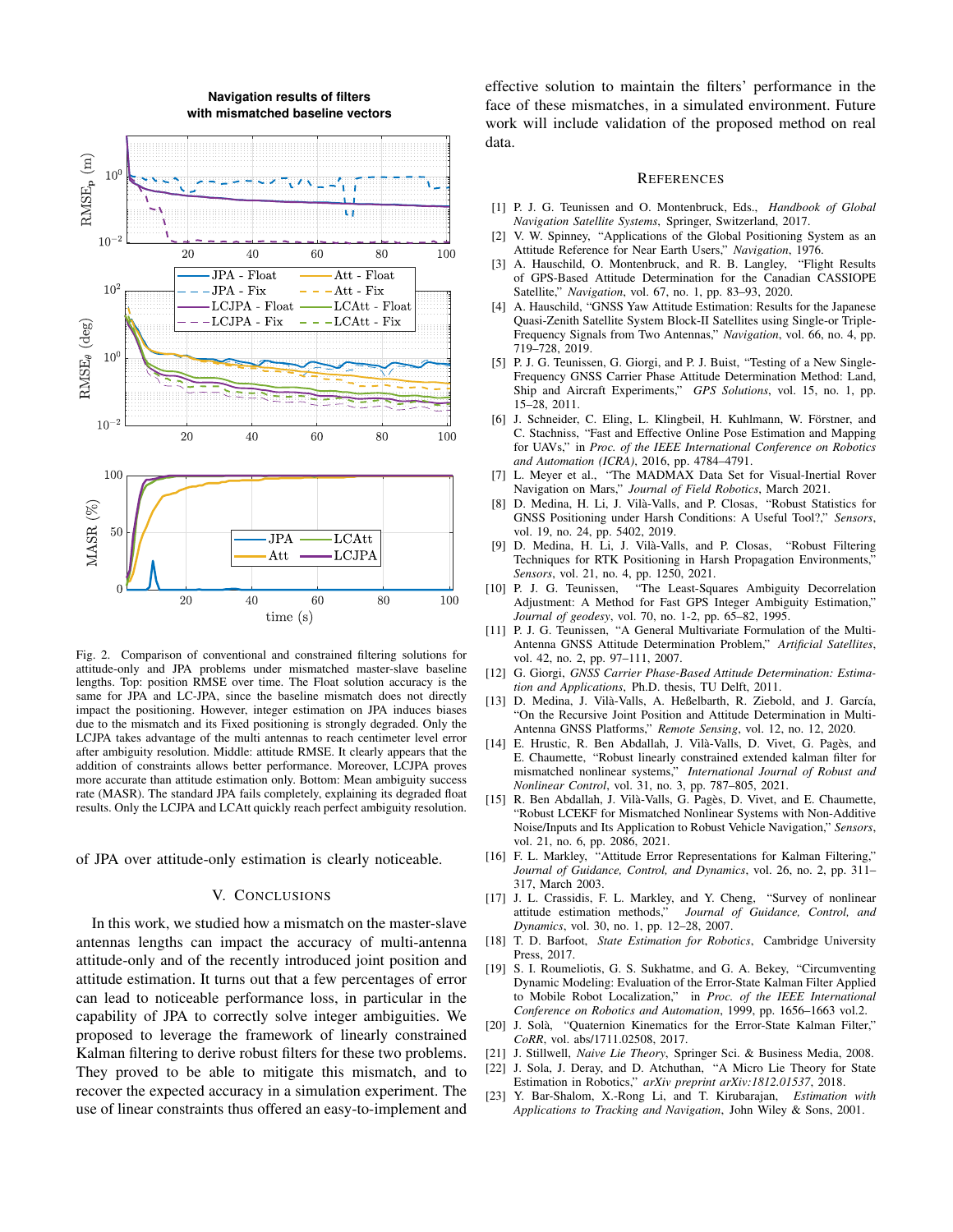**Navigation results of filters with mismatched baseline vectors**

$\text{RMSE}_\mathbf{p}$ (m)

$10^0$

$10^{-2}$

20 40 60 80 100

JPA - Float
JPA - Fix
LCJPA - Float
LCJPA - Fix
Att - Float
Att - Fix
LCAtt - Float
LCAtt - Fix

$\text{RMSE}_\theta$ (deg)

$10^2$

$10^0$

$10^{-2}$

20 40 60 80 100

MASR (%)

100

50

0

JPA
Att
LCAtt
LCJPA

20 40 60 80 100

time (s)

Fig. 2. Comparison of conventional and constrained filtering solutions for attitude-only and JPA problems under mismatched master-slave baseline lengths. Top: position RMSE over time. The Float solution accuracy is the same for JPA and LC-JPA, since the baseline mismatch does not directly impact the positioning. However, integer estimation on JPA induces biases due to the mismatch and its Fixed positioning is strongly degraded. Only the LCJPA takes advantage of the multi antennas to reach centimeter level error after ambiguity resolution. Middle: attitude RMSE. It clearly appears that the addition of constraints allows better performance. Moreover, LCJPA proves more accurate than attitude estimation only. Bottom: Mean ambiguity success rate (MASR). The standard JPA fails completely, explaining its degraded float results. Only the LCJPA and LCAtt quickly reach perfect ambiguity resolution.

of JPA over attitude-only estimation is clearly noticeable.

## V. Conclusions

In this work, we studied how a mismatch on the master-slave antennas lengths can impact the accuracy of multi-antenna attitude-only and of the recently introduced joint position and attitude estimation. It turns out that a few percentages of error can lead to noticeable performance loss, in particular in the capability of JPA to correctly solve integer ambiguities. We proposed to leverage the framework of linearly constrained Kalman filtering to derive robust filters for these two problems. They proved to be able to mitigate this mismatch, and to recover the expected accuracy in a simulation experiment. The use of linear constraints thus offered an easy-to-implement and effective solution to maintain the filters' performance in the face of these mismatches, in a simulated environment. Future work will include validation of the proposed method on real data.

## References

[1] P. J. G. Teunissen and O. Montenbruck, Eds., *Handbook of Global Navigation Satellite Systems*, Springer, Switzerland, 2017.

[2] V. W. Spinney, "Applications of the Global Positioning System as an Attitude Reference for Near Earth Users," *Navigation*, 1976.

[3] A. Hauschild, O. Montenbruck, and R. B. Langley, "Flight Results of GPS-Based Attitude Determination for the Canadian CASSIOPE Satellite," *Navigation*, vol. 67, no. 1, pp. 83–93, 2020.

[4] A. Hauschild, "GNSS Yaw Attitude Estimation: Results for the Japanese Quasi-Zenith Satellite System Block-II Satellites using Single-or Triple-Frequency Signals from Two Antennas," *Navigation*, vol. 66, no. 4, pp. 719–728, 2019.

[5] P. J. G. Teunissen, G. Giorgi, and P. J. Buist, "Testing of a New Single-Frequency GNSS Carrier Phase Attitude Determination Method: Land, Ship and Aircraft Experiments," *GPS Solutions*, vol. 15, no. 1, pp. 15–28, 2011.

[6] J. Schneider, C. Eling, L. Klingbeil, H. Kuhlmann, W. Förstner, and C. Stachniss, "Fast and Effective Online Pose Estimation and Mapping for UAVs," in *Proc. of the IEEE International Conference on Robotics and Automation (ICRA)*, 2016, pp. 4784–4791.

[7] L. Meyer et al., "The MADMAX Data Set for Visual-Inertial Rover Navigation on Mars," *Journal of Field Robotics*, March 2021.

[8] D. Medina, H. Li, J. Vilà-Valls, and P. Closas, "Robust Statistics for GNSS Positioning under Harsh Conditions: A Useful Tool?," *Sensors*, vol. 19, no. 24, pp. 5402, 2019.

[9] D. Medina, H. Li, J. Vilà-Valls, and P. Closas, "Robust Filtering Techniques for RTK Positioning in Harsh Propagation Environments," *Sensors*, vol. 21, no. 4, pp. 1250, 2021.

[10] P. J. G. Teunissen, "The Least-Squares Ambiguity Decorrelation Adjustment: A Method for Fast GPS Integer Ambiguity Estimation," *Journal of geodesy*, vol. 70, no. 1-2, pp. 65–82, 1995.

[11] P. J. G. Teunissen, "A General Multivariate Formulation of the Multi-Antenna GNSS Attitude Determination Problem," *Artificial Satellites*, vol. 42, no. 2, pp. 97–111, 2007.

[12] G. Giorgi, *GNSS Carrier Phase-Based Attitude Determination: Estimation and Applications*, Ph.D. thesis, TU Delft, 2011.

[13] D. Medina, J. Vilà-Valls, A. Heßelbarth, R. Ziebold, and J. García, "On the Recursive Joint Position and Attitude Determination in Multi-Antenna GNSS Platforms," *Remote Sensing*, vol. 12, no. 12, 2020.

[14] E. Hrustic, R. Ben Abdallah, J. Vilà-Valls, D. Vivet, G. Pagès, and E. Chaumette, "Robust linearly constrained extended kalman filter for mismatched nonlinear systems," *International Journal of Robust and Nonlinear Control*, vol. 31, no. 3, pp. 787–805, 2021.

[15] R. Ben Abdallah, J. Vilà-Valls, G. Pagès, D. Vivet, and E. Chaumette, "Robust LCEKF for Mismatched Nonlinear Systems with Non-Additive Noise/Inputs and Its Application to Robust Vehicle Navigation," *Sensors*, vol. 21, no. 6, pp. 2086, 2021.

[16] F. L. Markley, "Attitude Error Representations for Kalman Filtering," *Journal of Guidance, Control, and Dynamics*, vol. 26, no. 2, pp. 311–317, March 2003.

[17] J. L. Crassidis, F. L. Markley, and Y. Cheng, "Survey of nonlinear attitude estimation methods," *Journal of Guidance, Control, and Dynamics*, vol. 30, no. 1, pp. 12–28, 2007.

[18] T. D. Barfoot, *State Estimation for Robotics*, Cambridge University Press, 2017.

[19] S. I. Roumeliotis, G. S. Sukhatme, and G. A. Bekey, "Circumventing Dynamic Modeling: Evaluation of the Error-State Kalman Filter Applied to Mobile Robot Localization," in *Proc. of the IEEE International Conference on Robotics and Automation*, 1999, pp. 1656–1663 vol.2.

[20] J. Solà, "Quaternion Kinematics for the Error-State Kalman Filter," *CoRR*, vol. abs/1711.02508, 2017.

[21] J. Stillwell, *Naive Lie Theory*, Springer Sci. & Business Media, 2008.

[22] J. Sola, J. Deray, and D. Atchuthan, "A Micro Lie Theory for State Estimation in Robotics," *arXiv preprint arXiv:1812.01537*, 2018.

[23] Y. Bar-Shalom, X.-Rong Li, and T. Kirubarajan, *Estimation with Applications to Tracking and Navigation*, John Wiley & Sons, 2001.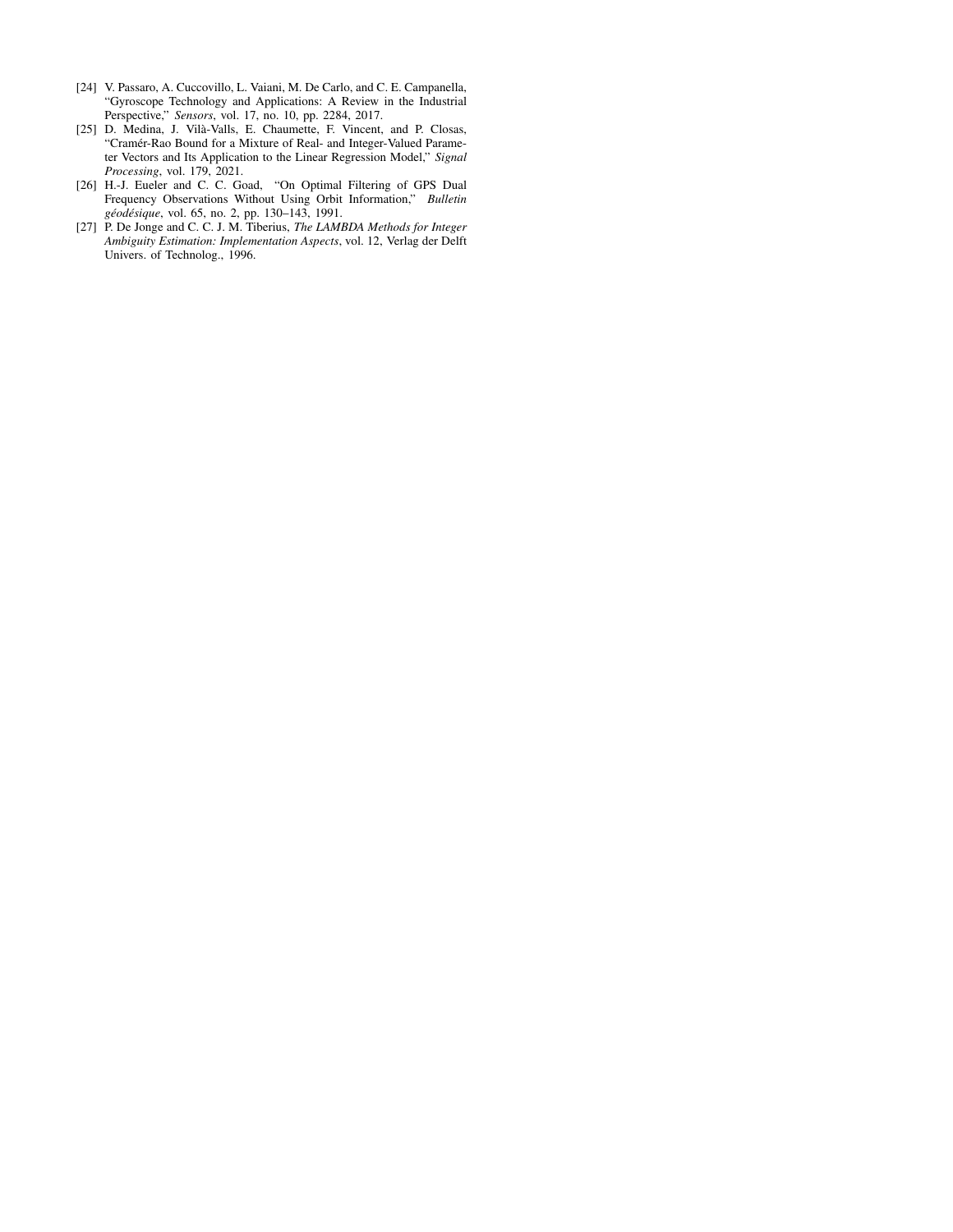[24] V. Passaro, A. Cuccovillo, L. Vaiani, M. De Carlo, and C. E. Campanella, "Gyroscope Technology and Applications: A Review in the Industrial Perspective," *Sensors*, vol. 17, no. 10, pp. 2284, 2017.

[25] D. Medina, J. Vilà-Valls, E. Chaumette, F. Vincent, and P. Closas, "Cramér-Rao Bound for a Mixture of Real- and Integer-Valued Parameter Vectors and Its Application to the Linear Regression Model," *Signal Processing*, vol. 179, 2021.

[26] H.-J. Eueler and C. C. Goad, "On Optimal Filtering of GPS Dual Frequency Observations Without Using Orbit Information," *Bulletin géodésique*, vol. 65, no. 2, pp. 130–143, 1991.

[27] P. De Jonge and C. C. J. M. Tiberius, *The LAMBDA Methods for Integer Ambiguity Estimation: Implementation Aspects*, vol. 12, Verlag der Delft Univers. of Technolog., 1996.